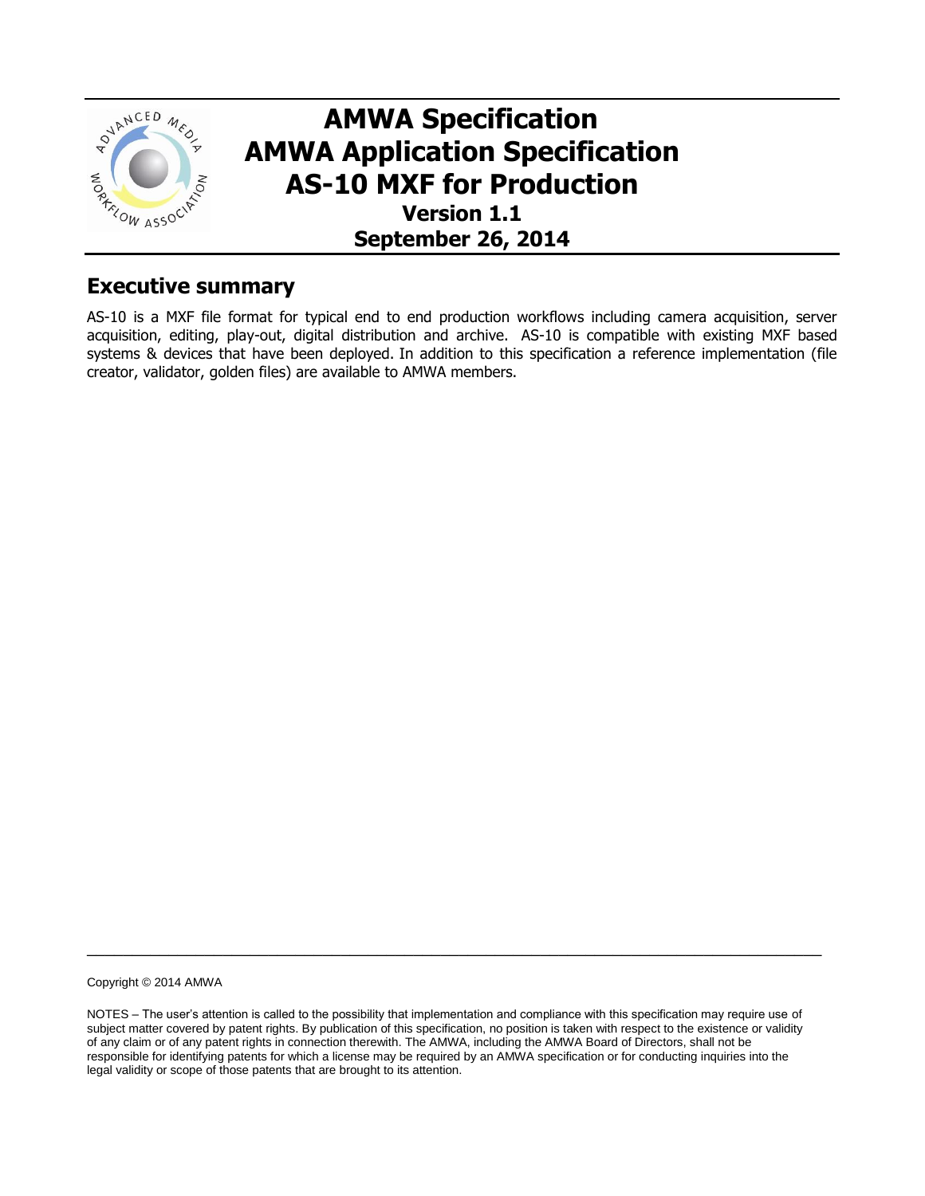# AMWA Specification
# AMWA Application Specification
# AS-10 MXF for Production

**Version 1.1**

**September 26, 2014**

## Executive summary

AS-10 is a MXF file format for typical end to end production workflows including camera acquisition, server acquisition, editing, play-out, digital distribution and archive. AS-10 is compatible with existing MXF based systems & devices that have been deployed. In addition to this specification a reference implementation (file creator, validator, golden files) are available to AMWA members.

---

Copyright © 2014 AMWA

NOTES – The user's attention is called to the possibility that implementation and compliance with this specification may require use of subject matter covered by patent rights. By publication of this specification, no position is taken with respect to the existence or validity of any claim or of any patent rights in connection therewith. The AMWA, including the AMWA Board of Directors, shall not be responsible for identifying patents for which a license may be required by an AMWA specification or for conducting inquiries into the legal validity or scope of those patents that are brought to its attention.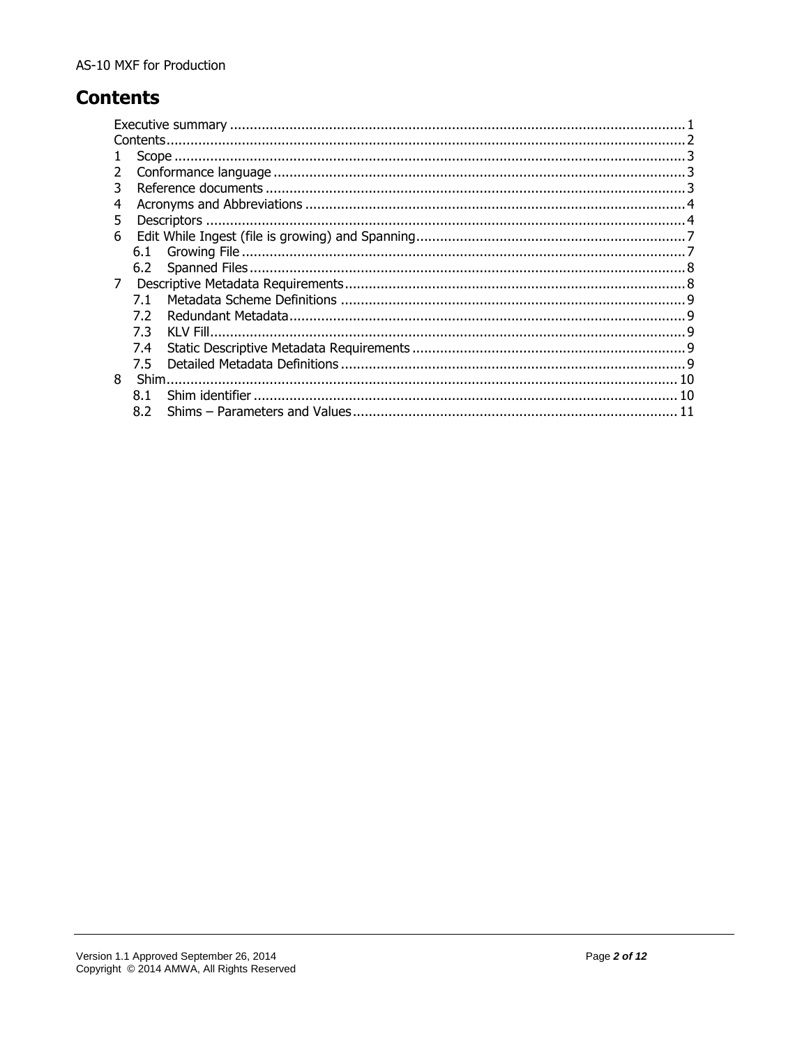# Contents

Executive summary ........................................................................................................ 1
Contents ........................................................................................................................ 2
1 Scope .......................................................................................................................... 3
2 Conformance language .............................................................................................. 3
3 Reference documents ................................................................................................. 3
4 Acronyms and Abbreviations ...................................................................................... 4
5 Descriptors ................................................................................................................. 4
6 Edit While Ingest (file is growing) and Spanning ......................................................... 7
 6.1 Growing File ........................................................................................................... 7
 6.2 Spanned Files ......................................................................................................... 8
7 Descriptive Metadata Requirements ........................................................................... 8
 7.1 Metadata Scheme Definitions ................................................................................ 9
 7.2 Redundant Metadata .............................................................................................. 9
 7.3 KLV Fill ................................................................................................................... 9
 7.4 Static Descriptive Metadata Requirements ............................................................ 9
 7.5 Detailed Metadata Definitions ................................................................................ 9
8 Shim ........................................................................................................................... 10
 8.1 Shim identifier ....................................................................................................... 10
 8.2 Shims – Parameters and Values ........................................................................... 11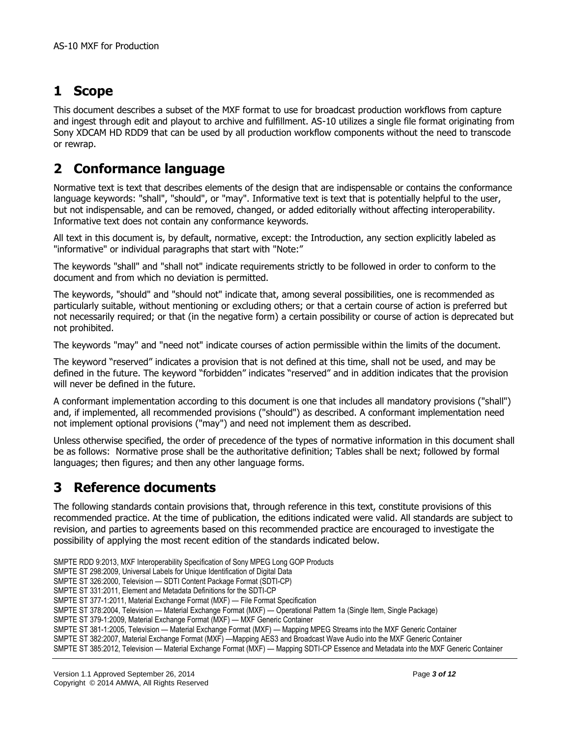# 1 Scope

This document describes a subset of the MXF format to use for broadcast production workflows from capture and ingest through edit and playout to archive and fulfillment. AS-10 utilizes a single file format originating from Sony XDCAM HD RDD9 that can be used by all production workflow components without the need to transcode or rewrap.

# 2 Conformance language

Normative text is text that describes elements of the design that are indispensable or contains the conformance language keywords: "shall", "should", or "may". Informative text is text that is potentially helpful to the user, but not indispensable, and can be removed, changed, or added editorially without affecting interoperability. Informative text does not contain any conformance keywords.

All text in this document is, by default, normative, except: the Introduction, any section explicitly labeled as "informative" or individual paragraphs that start with "Note:"

The keywords "shall" and "shall not" indicate requirements strictly to be followed in order to conform to the document and from which no deviation is permitted.

The keywords, "should" and "should not" indicate that, among several possibilities, one is recommended as particularly suitable, without mentioning or excluding others; or that a certain course of action is preferred but not necessarily required; or that (in the negative form) a certain possibility or course of action is deprecated but not prohibited.

The keywords "may" and "need not" indicate courses of action permissible within the limits of the document.

The keyword "reserved" indicates a provision that is not defined at this time, shall not be used, and may be defined in the future. The keyword "forbidden" indicates "reserved" and in addition indicates that the provision will never be defined in the future.

A conformant implementation according to this document is one that includes all mandatory provisions ("shall") and, if implemented, all recommended provisions ("should") as described. A conformant implementation need not implement optional provisions ("may") and need not implement them as described.

Unless otherwise specified, the order of precedence of the types of normative information in this document shall be as follows: Normative prose shall be the authoritative definition; Tables shall be next; followed by formal languages; then figures; and then any other language forms.

# 3 Reference documents

The following standards contain provisions that, through reference in this text, constitute provisions of this recommended practice. At the time of publication, the editions indicated were valid. All standards are subject to revision, and parties to agreements based on this recommended practice are encouraged to investigate the possibility of applying the most recent edition of the standards indicated below.

SMPTE RDD 9:2013, MXF Interoperability Specification of Sony MPEG Long GOP Products
SMPTE ST 298:2009, Universal Labels for Unique Identification of Digital Data
SMPTE ST 326:2000, Television — SDTI Content Package Format (SDTI-CP)
SMPTE ST 331:2011, Element and Metadata Definitions for the SDTI-CP
SMPTE ST 377-1:2011, Material Exchange Format (MXF) — File Format Specification
SMPTE ST 378:2004, Television — Material Exchange Format (MXF) — Operational Pattern 1a (Single Item, Single Package)
SMPTE ST 379-1:2009, Material Exchange Format (MXF) — MXF Generic Container
SMPTE ST 381-1:2005, Television — Material Exchange Format (MXF) — Mapping MPEG Streams into the MXF Generic Container
SMPTE ST 382:2007, Material Exchange Format (MXF) —Mapping AES3 and Broadcast Wave Audio into the MXF Generic Container
SMPTE ST 385:2012, Television — Material Exchange Format (MXF) — Mapping SDTI-CP Essence and Metadata into the MXF Generic Container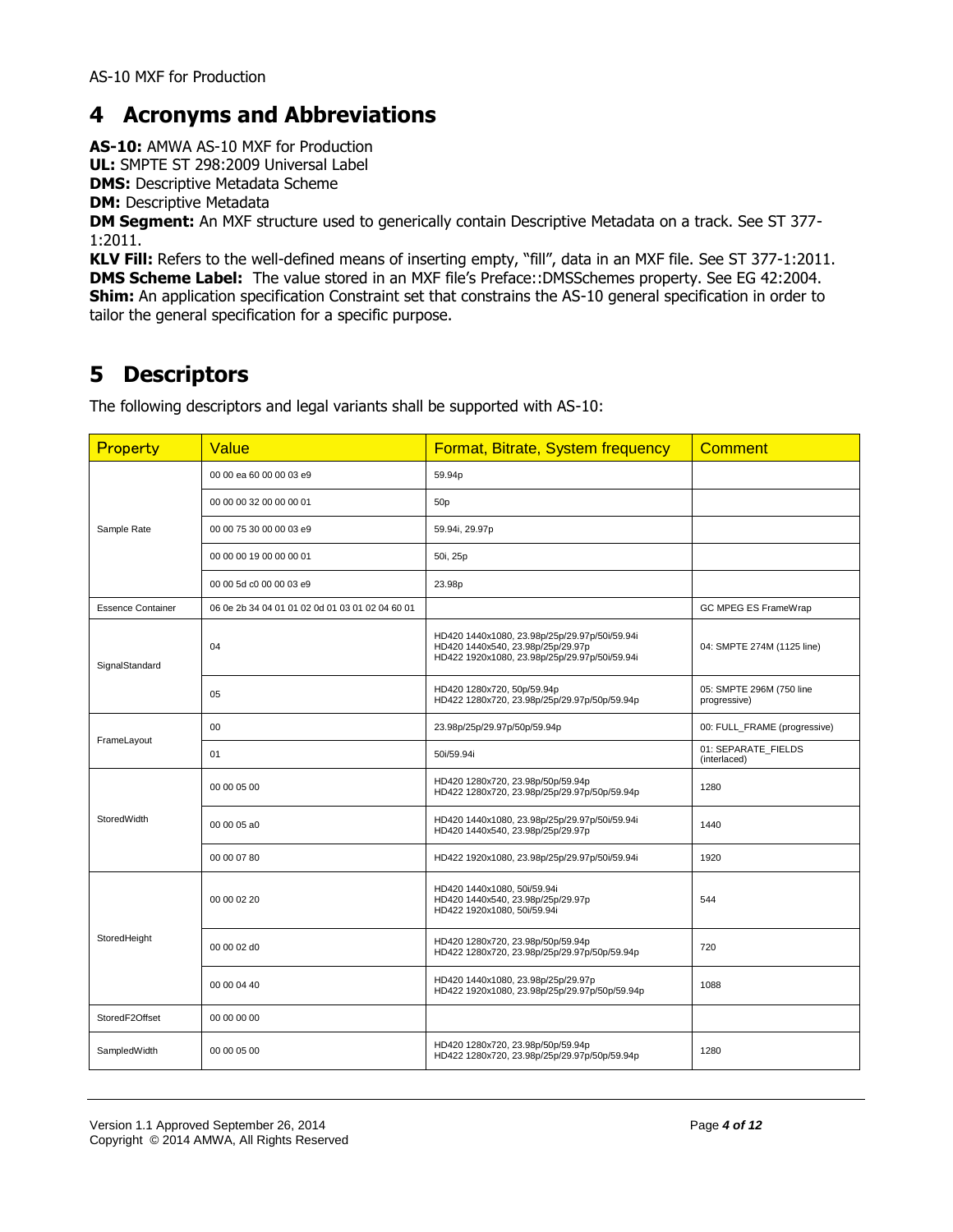# 4 Acronyms and Abbreviations

**AS-10:** AMWA AS-10 MXF for Production
**UL:** SMPTE ST 298:2009 Universal Label
**DMS:** Descriptive Metadata Scheme
**DM:** Descriptive Metadata
**DM Segment:** An MXF structure used to generically contain Descriptive Metadata on a track. See ST 377-1:2011.
**KLV Fill:** Refers to the well-defined means of inserting empty, "fill", data in an MXF file. See ST 377-1:2011.
**DMS Scheme Label:** The value stored in an MXF file's Preface::DMSSchemes property. See EG 42:2004.
**Shim:** An application specification Constraint set that constrains the AS-10 general specification in order to tailor the general specification for a specific purpose.

# 5 Descriptors

The following descriptors and legal variants shall be supported with AS-10:

| Property | Value | Format, Bitrate, System frequency | Comment |
|---|---|---|---|
| Sample Rate | 00 00 ea 60 00 00 03 e9 | 59.94p | |
| | 00 00 00 32 00 00 00 01 | 50p | |
| | 00 00 75 30 00 00 03 e9 | 59.94i, 29.97p | |
| | 00 00 00 19 00 00 00 01 | 50i, 25p | |
| | 00 00 5d c0 00 00 03 e9 | 23.98p | |
| Essence Container | 06 0e 2b 34 04 01 01 02 0d 01 03 01 02 04 60 01 | | GC MPEG ES FrameWrap |
| SignalStandard | 04 | HD420 1440x1080, 23.98p/25p/29.97p/50i/59.94i<br>HD420 1440x540, 23.98p/25p/29.97p<br>HD422 1920x1080, 23.98p/25p/29.97p/50i/59.94i | 04: SMPTE 274M (1125 line) |
| | 05 | HD420 1280x720, 50p/59.94p<br>HD422 1280x720, 23.98p/25p/29.97p/50p/59.94p | 05: SMPTE 296M (750 line progressive) |
| FrameLayout | 00 | 23.98p/25p/29.97p/50p/59.94p | 00: FULL_FRAME (progressive) |
| | 01 | 50i/59.94i | 01: SEPARATE_FIELDS (interlaced) |
| StoredWidth | 00 00 05 00 | HD420 1280x720, 23.98p/50p/59.94p<br>HD422 1280x720, 23.98p/25p/29.97p/50p/59.94p | 1280 |
| | 00 00 05 a0 | HD420 1440x1080, 23.98p/25p/29.97p/50i/59.94i<br>HD420 1440x540, 23.98p/25p/29.97p | 1440 |
| | 00 00 07 80 | HD422 1920x1080, 23.98p/25p/29.97p/50i/59.94i | 1920 |
| StoredHeight | 00 00 02 20 | HD420 1440x1080, 50i/59.94i<br>HD420 1440x540, 23.98p/25p/29.97p<br>HD422 1920x1080, 50i/59.94i | 544 |
| | 00 00 02 d0 | HD420 1280x720, 23.98p/50p/59.94p<br>HD422 1280x720, 23.98p/25p/29.97p/50p/59.94p | 720 |
| | 00 00 04 40 | HD420 1440x1080, 23.98p/25p/29.97p<br>HD422 1920x1080, 23.98p/25p/29.97p/50p/59.94p | 1088 |
| StoredF2Offset | 00 00 00 00 | | |
| SampledWidth | 00 00 05 00 | HD420 1280x720, 23.98p/50p/59.94p<br>HD422 1280x720, 23.98p/25p/29.97p/50p/59.94p | 1280 |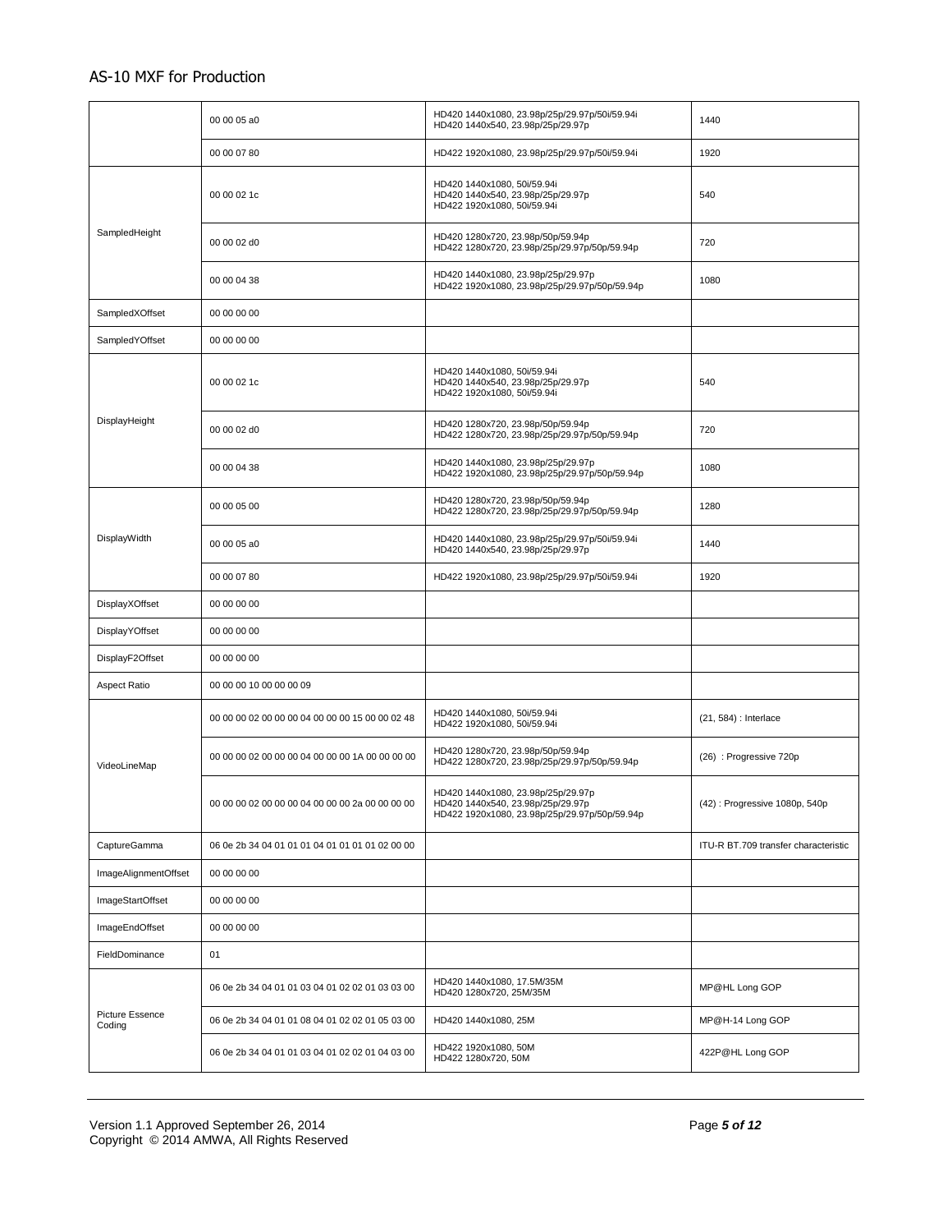| | | | |
|---|---|---|---|
| | 00 00 05 a0 | HD420 1440x1080, 23.98p/25p/29.97p/50i/59.94i<br>HD420 1440x540, 23.98p/25p/29.97p | 1440 |
| | 00 00 07 80 | HD422 1920x1080, 23.98p/25p/29.97p/50i/59.94i | 1920 |
| SampledHeight | 00 00 02 1c | HD420 1440x1080, 50i/59.94i<br>HD420 1440x540, 23.98p/25p/29.97p<br>HD422 1920x1080, 50i/59.94i | 540 |
| | 00 00 02 d0 | HD420 1280x720, 23.98p/50p/59.94p<br>HD422 1280x720, 23.98p/25p/29.97p/50p/59.94p | 720 |
| | 00 00 04 38 | HD420 1440x1080, 23.98p/25p/29.97p<br>HD422 1920x1080, 23.98p/25p/29.97p/50p/59.94p | 1080 |
| SampledXOffset | 00 00 00 00 | | |
| SampledYOffset | 00 00 00 00 | | |
| DisplayHeight | 00 00 02 1c | HD420 1440x1080, 50i/59.94i<br>HD420 1440x540, 23.98p/25p/29.97p<br>HD422 1920x1080, 50i/59.94i | 540 |
| | 00 00 02 d0 | HD420 1280x720, 23.98p/50p/59.94p<br>HD422 1280x720, 23.98p/25p/29.97p/50p/59.94p | 720 |
| | 00 00 04 38 | HD420 1440x1080, 23.98p/25p/29.97p<br>HD422 1920x1080, 23.98p/25p/29.97p/50p/59.94p | 1080 |
| DisplayWidth | 00 00 05 00 | HD420 1280x720, 23.98p/50p/59.94p<br>HD422 1280x720, 23.98p/25p/29.97p/50p/59.94p | 1280 |
| | 00 00 05 a0 | HD420 1440x1080, 23.98p/25p/29.97p/50i/59.94i<br>HD420 1440x540, 23.98p/25p/29.97p | 1440 |
| | 00 00 07 80 | HD422 1920x1080, 23.98p/25p/29.97p/50i/59.94i | 1920 |
| DisplayXOffset | 00 00 00 00 | | |
| DisplayYOffset | 00 00 00 00 | | |
| DisplayF2Offset | 00 00 00 00 | | |
| Aspect Ratio | 00 00 00 10 00 00 00 09 | | |
| VideoLineMap | 00 00 00 02 00 00 00 04 00 00 00 15 00 00 02 48 | HD420 1440x1080, 50i/59.94i<br>HD422 1920x1080, 50i/59.94i | (21, 584) : Interlace |
| | 00 00 00 02 00 00 00 04 00 00 00 1A 00 00 00 00 | HD420 1280x720, 23.98p/50p/59.94p<br>HD422 1280x720, 23.98p/25p/29.97p/50p/59.94p | (26) : Progressive 720p |
| | 00 00 00 02 00 00 00 04 00 00 00 2a 00 00 00 00 | HD420 1440x1080, 23.98p/25p/29.97p<br>HD420 1440x540, 23.98p/25p/29.97p<br>HD422 1920x1080, 23.98p/25p/29.97p/50p/59.94p | (42) : Progressive 1080p, 540p |
| CaptureGamma | 06 0e 2b 34 04 01 01 01 04 01 01 01 01 02 00 00 | | ITU-R BT.709 transfer characteristic |
| ImageAlignmentOffset | 00 00 00 00 | | |
| ImageStartOffset | 00 00 00 00 | | |
| ImageEndOffset | 00 00 00 00 | | |
| FieldDominance | 01 | | |
| Picture Essence Coding | 06 0e 2b 34 04 01 01 03 04 01 02 02 01 03 03 00 | HD420 1440x1080, 17.5M/35M<br>HD420 1280x720, 25M/35M | MP@HL Long GOP |
| | 06 0e 2b 34 04 01 01 08 04 01 02 02 01 05 03 00 | HD420 1440x1080, 25M | MP@H-14 Long GOP |
| | 06 0e 2b 34 04 01 01 03 04 01 02 02 01 04 03 00 | HD422 1920x1080, 50M<br>HD422 1280x720, 50M | 422P@HL Long GOP |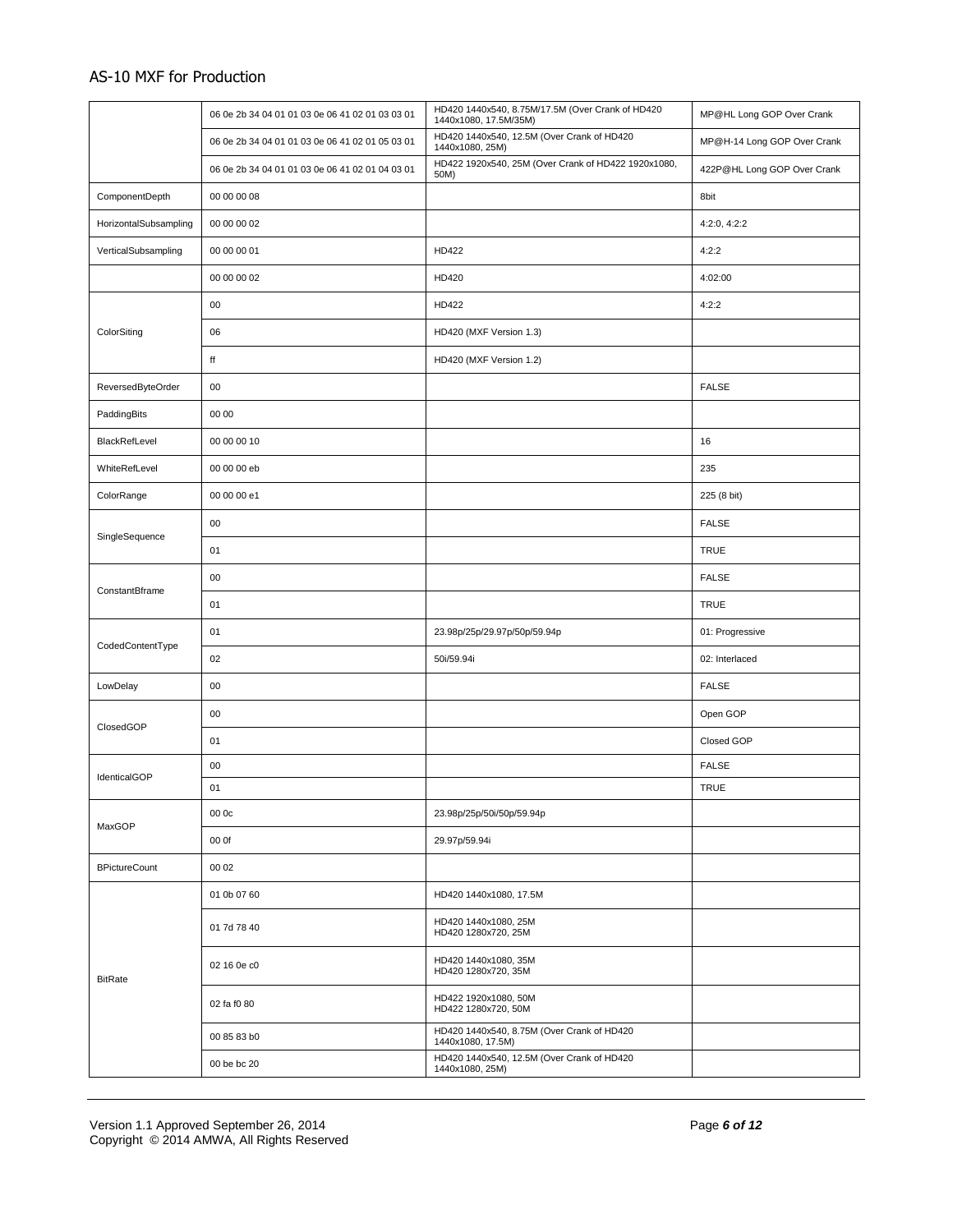| | | | |
|---|---|---|---|
| | 06 0e 2b 34 04 01 01 03 0e 06 41 02 01 03 03 01 | HD420 1440x540, 8.75M/17.5M (Over Crank of HD420 1440x1080, 17.5M/35M) | MP@HL Long GOP Over Crank |
| | 06 0e 2b 34 04 01 01 03 0e 06 41 02 01 05 03 01 | HD420 1440x540, 12.5M (Over Crank of HD420 1440x1080, 25M) | MP@H-14 Long GOP Over Crank |
| | 06 0e 2b 34 04 01 01 03 0e 06 41 02 01 04 03 01 | HD422 1920x540, 25M (Over Crank of HD422 1920x1080, 50M) | 422P@HL Long GOP Over Crank |
| ComponentDepth | 00 00 00 08 | | 8bit |
| HorizontalSubsampling | 00 00 00 02 | | 4:2:0, 4:2:2 |
| VerticalSubsampling | 00 00 00 01 | HD422 | 4:2:2 |
| | 00 00 00 02 | HD420 | 4:02:00 |
| ColorSiting | 00 | HD422 | 4:2:2 |
| | 06 | HD420 (MXF Version 1.3) | |
| | ff | HD420 (MXF Version 1.2) | |
| ReversedByteOrder | 00 | | FALSE |
| PaddingBits | 00 00 | | |
| BlackRefLevel | 00 00 00 10 | | 16 |
| WhiteRefLevel | 00 00 00 eb | | 235 |
| ColorRange | 00 00 00 e1 | | 225 (8 bit) |
| SingleSequence | 00 | | FALSE |
| | 01 | | TRUE |
| ConstantBframe | 00 | | FALSE |
| | 01 | | TRUE |
| CodedContentType | 01 | 23.98p/25p/29.97p/50p/59.94p | 01: Progressive |
| | 02 | 50i/59.94i | 02: Interlaced |
| LowDelay | 00 | | FALSE |
| ClosedGOP | 00 | | Open GOP |
| | 01 | | Closed GOP |
| IdenticalGOP | 00 | | FALSE |
| | 01 | | TRUE |
| MaxGOP | 00 0c | 23.98p/25p/50i/50p/59.94p | |
| | 00 0f | 29.97p/59.94i | |
| BPictureCount | 00 02 | | |
| BitRate | 01 0b 07 60 | HD420 1440x1080, 17.5M | |
| | 01 7d 78 40 | HD420 1440x1080, 25M<br>HD420 1280x720, 25M | |
| | 02 16 0e c0 | HD420 1440x1080, 35M<br>HD420 1280x720, 35M | |
| | 02 fa f0 80 | HD422 1920x1080, 50M<br>HD422 1280x720, 50M | |
| | 00 85 83 b0 | HD420 1440x540, 8.75M (Over Crank of HD420 1440x1080, 17.5M) | |
| | 00 be bc 20 | HD420 1440x540, 12.5M (Over Crank of HD420 1440x1080, 25M) | |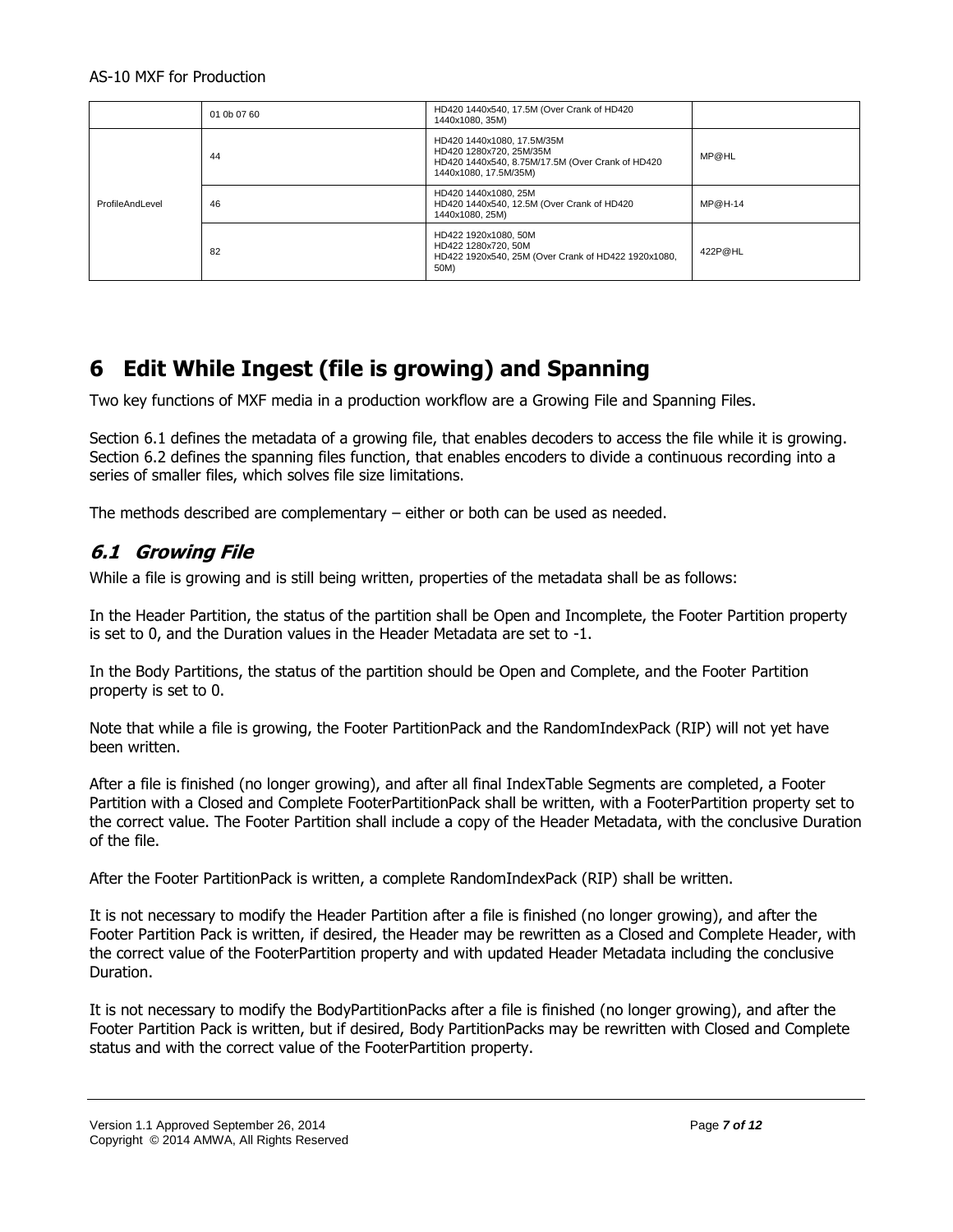| | | | |
|---|---|---|---|
| | 01 0b 07 60 | HD420 1440x540, 17.5M (Over Crank of HD420 1440x1080, 35M) | |
| ProfileAndLevel | 44 | HD420 1440x1080, 17.5M/35M<br>HD420 1280x720, 25M/35M<br>HD420 1440x540, 8.75M/17.5M (Over Crank of HD420 1440x1080, 17.5M/35M) | MP@HL |
| | 46 | HD420 1440x1080, 25M<br>HD420 1440x540, 12.5M (Over Crank of HD420 1440x1080, 25M) | MP@H-14 |
| | 82 | HD422 1920x1080, 50M<br>HD422 1280x720, 50M<br>HD422 1920x540, 25M (Over Crank of HD422 1920x1080, 50M) | 422P@HL |

# 6 Edit While Ingest (file is growing) and Spanning

Two key functions of MXF media in a production workflow are a Growing File and Spanning Files.

Section 6.1 defines the metadata of a growing file, that enables decoders to access the file while it is growing. Section 6.2 defines the spanning files function, that enables encoders to divide a continuous recording into a series of smaller files, which solves file size limitations.

The methods described are complementary – either or both can be used as needed.

## *6.1 Growing File*

While a file is growing and is still being written, properties of the metadata shall be as follows:

In the Header Partition, the status of the partition shall be Open and Incomplete, the Footer Partition property is set to 0, and the Duration values in the Header Metadata are set to -1.

In the Body Partitions, the status of the partition should be Open and Complete, and the Footer Partition property is set to 0.

Note that while a file is growing, the Footer PartitionPack and the RandomIndexPack (RIP) will not yet have been written.

After a file is finished (no longer growing), and after all final IndexTable Segments are completed, a Footer Partition with a Closed and Complete FooterPartitionPack shall be written, with a FooterPartition property set to the correct value. The Footer Partition shall include a copy of the Header Metadata, with the conclusive Duration of the file.

After the Footer PartitionPack is written, a complete RandomIndexPack (RIP) shall be written.

It is not necessary to modify the Header Partition after a file is finished (no longer growing), and after the Footer Partition Pack is written, if desired, the Header may be rewritten as a Closed and Complete Header, with the correct value of the FooterPartition property and with updated Header Metadata including the conclusive Duration.

It is not necessary to modify the BodyPartitionPacks after a file is finished (no longer growing), and after the Footer Partition Pack is written, but if desired, Body PartitionPacks may be rewritten with Closed and Complete status and with the correct value of the FooterPartition property.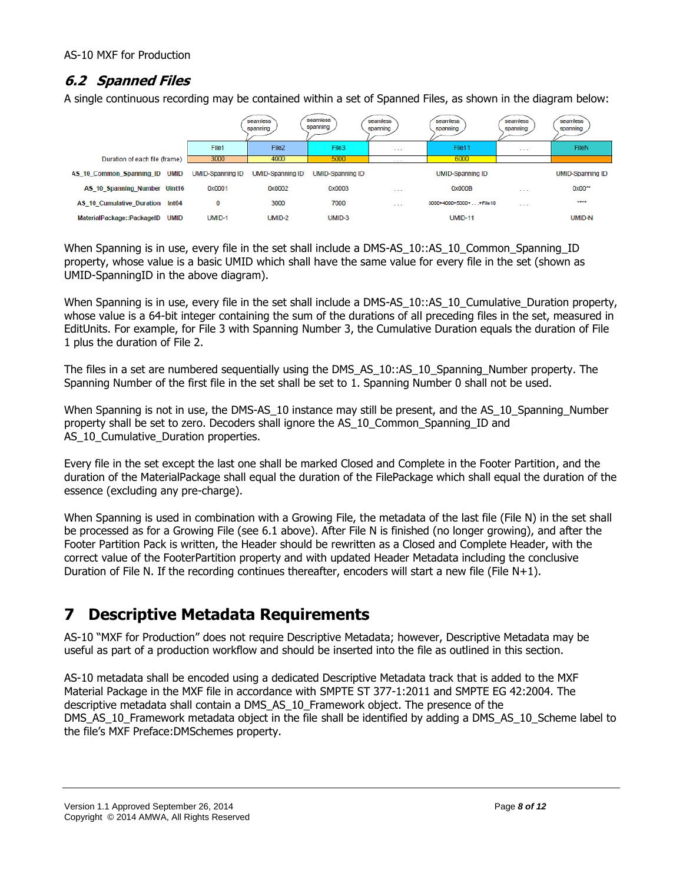## 6.2 Spanned Files

A single continuous recording may be contained within a set of Spanned Files, as shown in the diagram below:

| | | seamless spanning | seamless spanning | seamless spanning | seamless spanning | seamless spanning | seamless spanning |
|---|---|---|---|---|---|---|---|
| | File1 | File2 | File3 | . . . | File11 | . . . | FileN |
| Duration of each file (frame) | 3000 | 4000 | 5000 | . . . | 6000 | | |
| AS_10_Common_Spanning_ID UMID | UMID-Spanning ID | UMID-Spanning ID | UMID-Spanning ID | | UMID-Spanning ID | | UMID-Spanning ID |
| AS_10_Spanning_Number Uint16 | 0x0001 | 0x0002 | 0x0003 | . . . | 0x000B | . . . | 0x00** |
| AS_10_Cumulative_Duration Int64 | 0 | 3000 | 7000 | . . . | 3000+4000+5000+ . . .+File10 | . . . | **** |
| MaterialPackage::PackageID UMID | UMID-1 | UMID-2 | UMID-3 | | UMID-11 | | UMID-N |

When Spanning is in use, every file in the set shall include a DMS-AS_10::AS_10_Common_Spanning_ID property, whose value is a basic UMID which shall have the same value for every file in the set (shown as UMID-SpanningID in the above diagram).

When Spanning is in use, every file in the set shall include a DMS-AS_10::AS_10_Cumulative_Duration property, whose value is a 64-bit integer containing the sum of the durations of all preceding files in the set, measured in EditUnits. For example, for File 3 with Spanning Number 3, the Cumulative Duration equals the duration of File 1 plus the duration of File 2.

The files in a set are numbered sequentially using the DMS_AS_10::AS_10_Spanning_Number property. The Spanning Number of the first file in the set shall be set to 1. Spanning Number 0 shall not be used.

When Spanning is not in use, the DMS-AS_10 instance may still be present, and the AS_10_Spanning_Number property shall be set to zero. Decoders shall ignore the AS_10_Common_Spanning_ID and AS_10_Cumulative_Duration properties.

Every file in the set except the last one shall be marked Closed and Complete in the Footer Partition, and the duration of the MaterialPackage shall equal the duration of the FilePackage which shall equal the duration of the essence (excluding any pre-charge).

When Spanning is used in combination with a Growing File, the metadata of the last file (File N) in the set shall be processed as for a Growing File (see 6.1 above). After File N is finished (no longer growing), and after the Footer Partition Pack is written, the Header should be rewritten as a Closed and Complete Header, with the correct value of the FooterPartition property and with updated Header Metadata including the conclusive Duration of File N. If the recording continues thereafter, encoders will start a new file (File N+1).

# 7 Descriptive Metadata Requirements

AS-10 "MXF for Production" does not require Descriptive Metadata; however, Descriptive Metadata may be useful as part of a production workflow and should be inserted into the file as outlined in this section.

AS-10 metadata shall be encoded using a dedicated Descriptive Metadata track that is added to the MXF Material Package in the MXF file in accordance with SMPTE ST 377-1:2011 and SMPTE EG 42:2004. The descriptive metadata shall contain a DMS_AS_10_Framework object. The presence of the DMS_AS_10_Framework metadata object in the file shall be identified by adding a DMS_AS_10_Scheme label to the file's MXF Preface:DMSchemes property.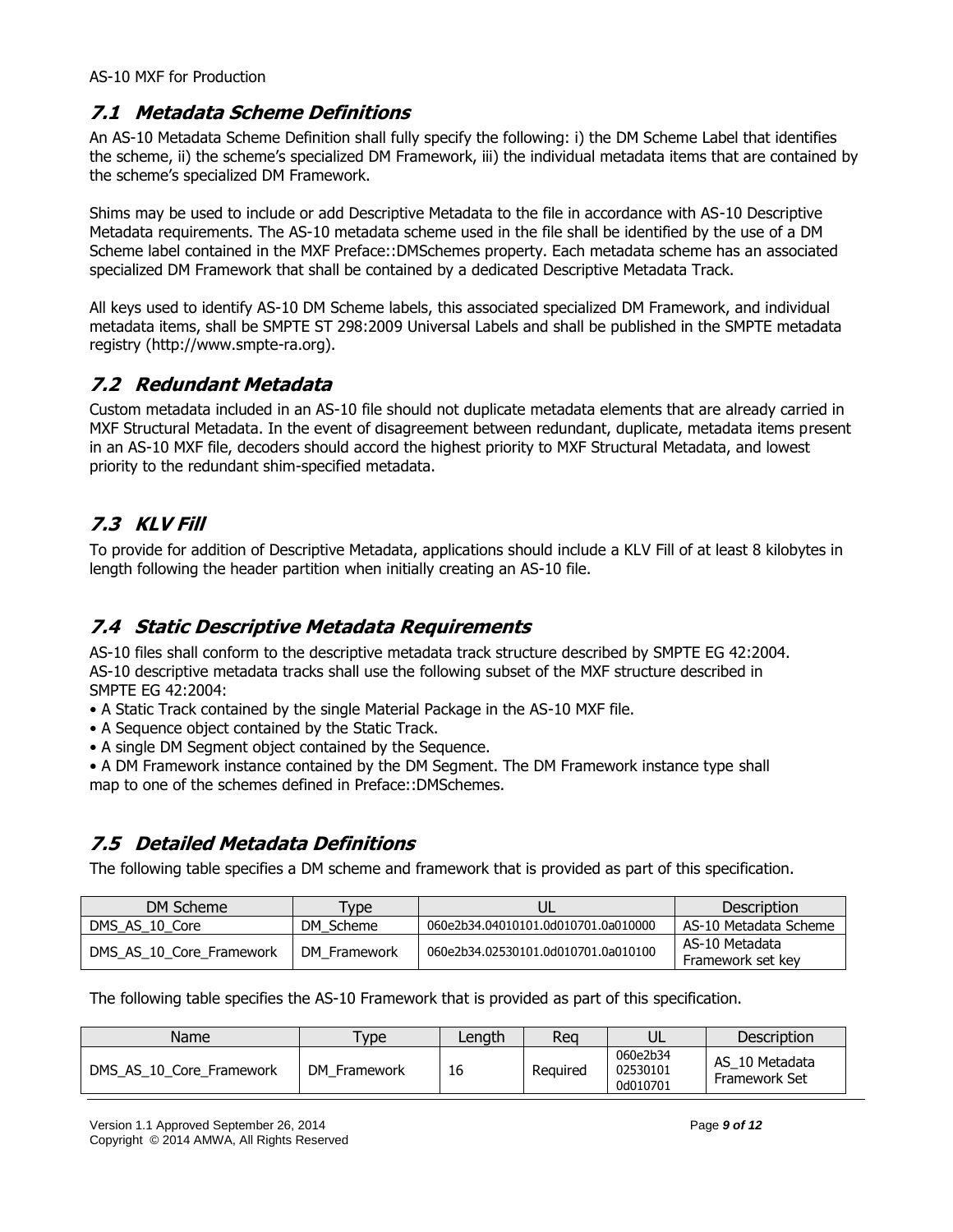## 7.1 Metadata Scheme Definitions

An AS-10 Metadata Scheme Definition shall fully specify the following: i) the DM Scheme Label that identifies the scheme, ii) the scheme's specialized DM Framework, iii) the individual metadata items that are contained by the scheme's specialized DM Framework.

Shims may be used to include or add Descriptive Metadata to the file in accordance with AS-10 Descriptive Metadata requirements. The AS-10 metadata scheme used in the file shall be identified by the use of a DM Scheme label contained in the MXF Preface::DMSchemes property. Each metadata scheme has an associated specialized DM Framework that shall be contained by a dedicated Descriptive Metadata Track.

All keys used to identify AS-10 DM Scheme labels, this associated specialized DM Framework, and individual metadata items, shall be SMPTE ST 298:2009 Universal Labels and shall be published in the SMPTE metadata registry (http://www.smpte-ra.org).

## 7.2 Redundant Metadata

Custom metadata included in an AS-10 file should not duplicate metadata elements that are already carried in MXF Structural Metadata. In the event of disagreement between redundant, duplicate, metadata items present in an AS-10 MXF file, decoders should accord the highest priority to MXF Structural Metadata, and lowest priority to the redundant shim-specified metadata.

## 7.3 KLV Fill

To provide for addition of Descriptive Metadata, applications should include a KLV Fill of at least 8 kilobytes in length following the header partition when initially creating an AS-10 file.

## 7.4 Static Descriptive Metadata Requirements

AS-10 files shall conform to the descriptive metadata track structure described by SMPTE EG 42:2004.
AS-10 descriptive metadata tracks shall use the following subset of the MXF structure described in SMPTE EG 42:2004:

- A Static Track contained by the single Material Package in the AS-10 MXF file.
- A Sequence object contained by the Static Track.
- A single DM Segment object contained by the Sequence.
- A DM Framework instance contained by the DM Segment. The DM Framework instance type shall map to one of the schemes defined in Preface::DMSchemes.

## 7.5 Detailed Metadata Definitions

The following table specifies a DM scheme and framework that is provided as part of this specification.

| DM Scheme | Type | UL | Description |
|---|---|---|---|
| DMS_AS_10_Core | DM_Scheme | 060e2b34.04010101.0d010701.0a010000 | AS-10 Metadata Scheme |
| DMS_AS_10_Core_Framework | DM_Framework | 060e2b34.02530101.0d010701.0a010100 | AS-10 Metadata Framework set key |

The following table specifies the AS-10 Framework that is provided as part of this specification.

| Name | Type | Length | Req | UL | Description |
|---|---|---|---|---|---|
| DMS_AS_10_Core_Framework | DM_Framework | 16 | Required | 060e2b34 02530101 0d010701 | AS_10 Metadata Framework Set |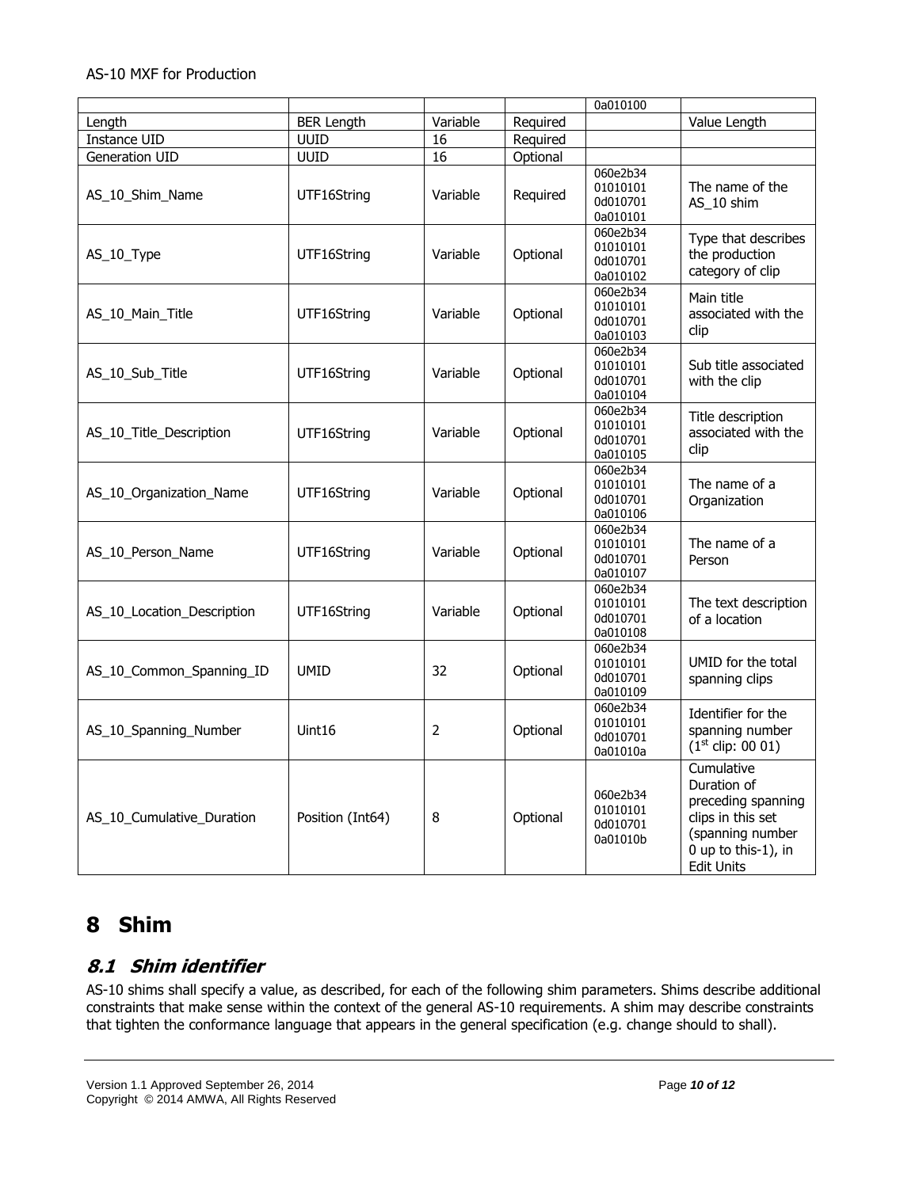| | | | | 0a010100 | |
|---|---|---|---|---|---|
| Length | BER Length | Variable | Required | | Value Length |
| Instance UID | UUID | 16 | Required | | |
| Generation UID | UUID | 16 | Optional | | |
| AS_10_Shim_Name | UTF16String | Variable | Required | 060e2b34 01010101 0d010701 0a010101 | The name of the AS_10 shim |
| AS_10_Type | UTF16String | Variable | Optional | 060e2b34 01010101 0d010701 0a010102 | Type that describes the production category of clip |
| AS_10_Main_Title | UTF16String | Variable | Optional | 060e2b34 01010101 0d010701 0a010103 | Main title associated with the clip |
| AS_10_Sub_Title | UTF16String | Variable | Optional | 060e2b34 01010101 0d010701 0a010104 | Sub title associated with the clip |
| AS_10_Title_Description | UTF16String | Variable | Optional | 060e2b34 01010101 0d010701 0a010105 | Title description associated with the clip |
| AS_10_Organization_Name | UTF16String | Variable | Optional | 060e2b34 01010101 0d010701 0a010106 | The name of a Organization |
| AS_10_Person_Name | UTF16String | Variable | Optional | 060e2b34 01010101 0d010701 0a010107 | The name of a Person |
| AS_10_Location_Description | UTF16String | Variable | Optional | 060e2b34 01010101 0d010701 0a010108 | The text description of a location |
| AS_10_Common_Spanning_ID | UMID | 32 | Optional | 060e2b34 01010101 0d010701 0a010109 | UMID for the total spanning clips |
| AS_10_Spanning_Number | Uint16 | 2 | Optional | 060e2b34 01010101 0d010701 0a01010a | Identifier for the spanning number (1st clip: 00 01) |
| AS_10_Cumulative_Duration | Position (Int64) | 8 | Optional | 060e2b34 01010101 0d010701 0a01010b | Cumulative Duration of preceding spanning clips in this set (spanning number 0 up to this-1), in Edit Units |

# 8 Shim

## 8.1 Shim identifier

AS-10 shims shall specify a value, as described, for each of the following shim parameters. Shims describe additional constraints that make sense within the context of the general AS-10 requirements. A shim may describe constraints that tighten the conformance language that appears in the general specification (e.g. change should to shall).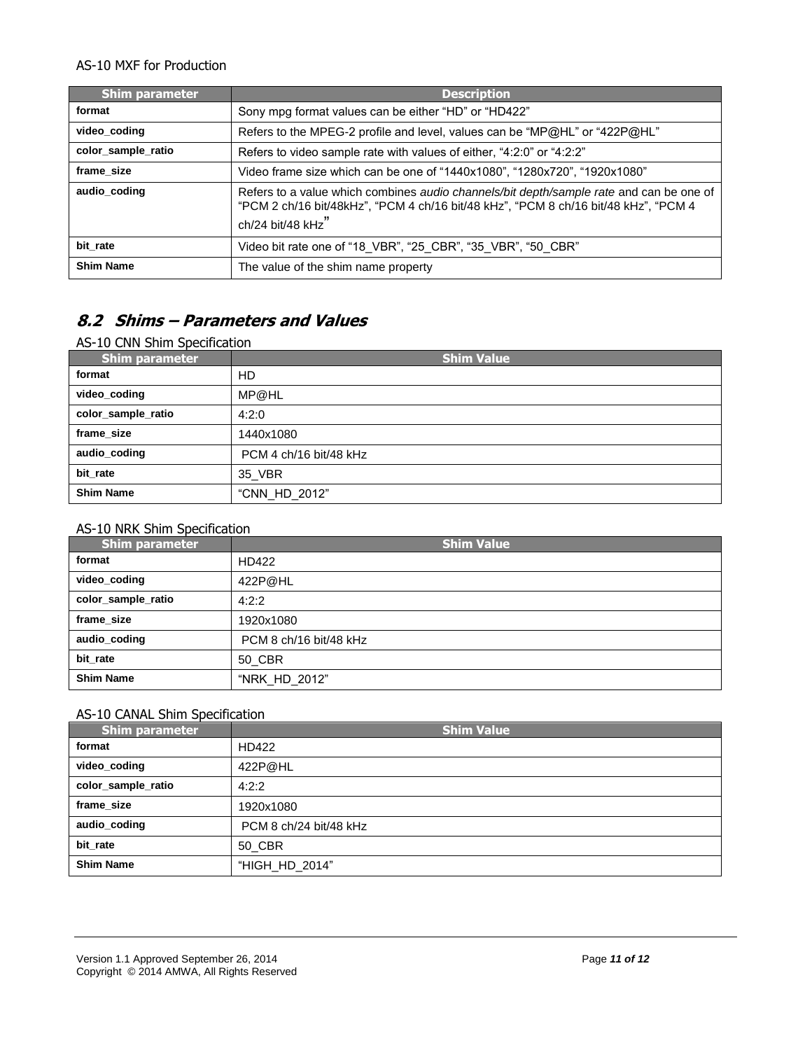AS-10 MXF for Production

| Shim parameter | Description |
|---|---|
| **format** | Sony mpg format values can be either “HD” or “HD422” |
| **video_coding** | Refers to the MPEG-2 profile and level, values can be “MP@HL” or “422P@HL” |
| **color_sample_ratio** | Refers to video sample rate with values of either, “4:2:0” or “4:2:2” |
| **frame_size** | Video frame size which can be one of “1440x1080”, “1280x720”, “1920x1080” |
| **audio_coding** | Refers to a value which combines *audio channels/bit depth/sample rate* and can be one of “PCM 2 ch/16 bit/48kHz”, “PCM 4 ch/16 bit/48 kHz”, “PCM 8 ch/16 bit/48 kHz”, “PCM 4 ch/24 bit/48 kHz” |
| **bit_rate** | Video bit rate one of “18_VBR”, “25_CBR”, “35_VBR”, “50_CBR” |
| **Shim Name** | The value of the shim name property |

## 8.2 Shims – Parameters and Values

AS-10 CNN Shim Specification

| Shim parameter | Shim Value |
|---|---|
| **format** | HD |
| **video_coding** | MP@HL |
| **color_sample_ratio** | 4:2:0 |
| **frame_size** | 1440x1080 |
| **audio_coding** | PCM 4 ch/16 bit/48 kHz |
| **bit_rate** | 35_VBR |
| **Shim Name** | “CNN_HD_2012” |

AS-10 NRK Shim Specification

| Shim parameter | Shim Value |
|---|---|
| **format** | HD422 |
| **video_coding** | 422P@HL |
| **color_sample_ratio** | 4:2:2 |
| **frame_size** | 1920x1080 |
| **audio_coding** | PCM 8 ch/16 bit/48 kHz |
| **bit_rate** | 50_CBR |
| **Shim Name** | “NRK_HD_2012” |

AS-10 CANAL Shim Specification

| Shim parameter | Shim Value |
|---|---|
| **format** | HD422 |
| **video_coding** | 422P@HL |
| **color_sample_ratio** | 4:2:2 |
| **frame_size** | 1920x1080 |
| **audio_coding** | PCM 8 ch/24 bit/48 kHz |
| **bit_rate** | 50_CBR |
| **Shim Name** | “HIGH_HD_2014” |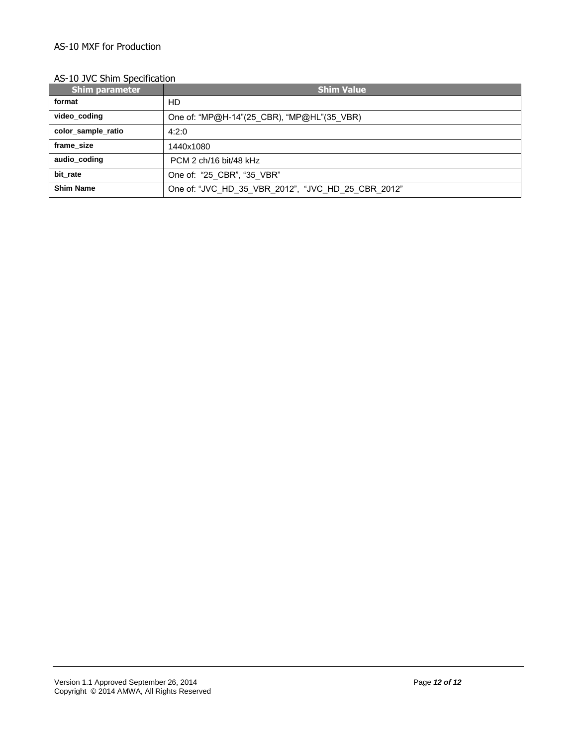AS-10 JVC Shim Specification

| Shim parameter | Shim Value |
|---|---|
| **format** | HD |
| **video_coding** | One of: “MP@H-14”(25_CBR), “MP@HL”(35_VBR) |
| **color_sample_ratio** | 4:2:0 |
| **frame_size** | 1440x1080 |
| **audio_coding** | PCM 2 ch/16 bit/48 kHz |
| **bit_rate** | One of: “25_CBR”, “35_VBR” |
| **Shim Name** | One of: “JVC_HD_35_VBR_2012”, “JVC_HD_25_CBR_2012” |